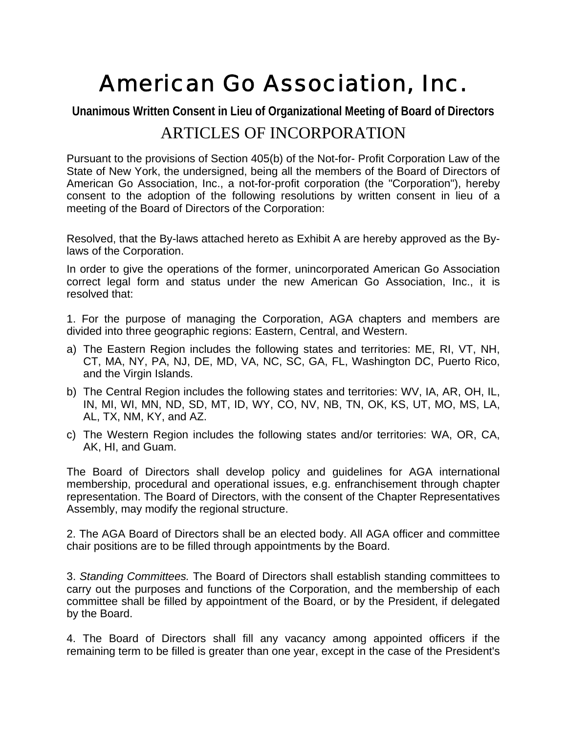# American Go Association, Inc.

## Unanimous Written Consent in Lieu of Organizational Meeting of Board of Directors

## ARTICLES OF INCORPORATION

Pursuant to the provisions of Section 405(b) of the Not-for- Profit Corporation Law of the State of New York, the undersigned, being all the members of the Board of Directors of American Go Association, Inc., a not-for-profit corporation (the "Corporation"), hereby consent to the adoption of the following resolutions by written consent in lieu of a meeting of the Board of Directors of the Corporation:

Resolved, that the By-laws attached hereto as Exhibit A are hereby approved as the By-laws of the Corporation.

In order to give the operations of the former, unincorporated American Go Association correct legal form and status under the new American Go Association, Inc., it is resolved that:

1. For the purpose of managing the Corporation, AGA chapters and members are divided into three geographic regions: Eastern, Central, and Western.

a) The Eastern Region includes the following states and territories: ME, RI, VT, NH, CT, MA, NY, PA, NJ, DE, MD, VA, NC, SC, GA, FL, Washington DC, Puerto Rico, and the Virgin Islands.

b) The Central Region includes the following states and territories: WV, IA, AR, OH, IL, IN, MI, WI, MN, ND, SD, MT, ID, WY, CO, NV, NB, TN, OK, KS, UT, MO, MS, LA, AL, TX, NM, KY, and AZ.

c) The Western Region includes the following states and/or territories: WA, OR, CA, AK, HI, and Guam.

The Board of Directors shall develop policy and guidelines for AGA international membership, procedural and operational issues, e.g. enfranchisement through chapter representation. The Board of Directors, with the consent of the Chapter Representatives Assembly, may modify the regional structure.

2. The AGA Board of Directors shall be an elected body. All AGA officer and committee chair positions are to be filled through appointments by the Board.

3. *Standing Committees.* The Board of Directors shall establish standing committees to carry out the purposes and functions of the Corporation, and the membership of each committee shall be filled by appointment of the Board, or by the President, if delegated by the Board.

4. The Board of Directors shall fill any vacancy among appointed officers if the remaining term to be filled is greater than one year, except in the case of the President's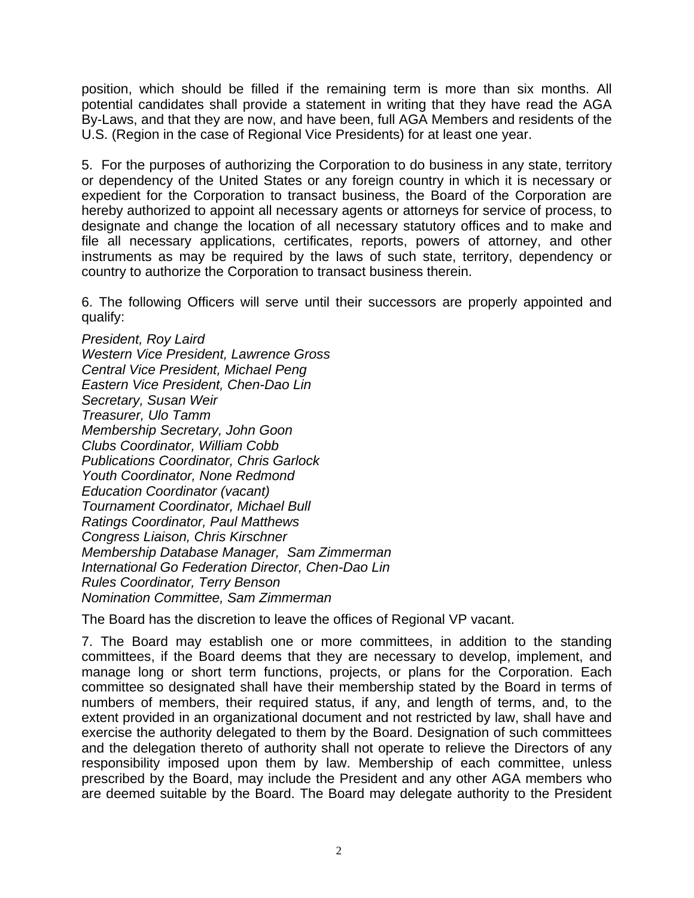position, which should be filled if the remaining term is more than six months. All potential candidates shall provide a statement in writing that they have read the AGA By-Laws, and that they are now, and have been, full AGA Members and residents of the U.S. (Region in the case of Regional Vice Presidents) for at least one year.

5. For the purposes of authorizing the Corporation to do business in any state, territory or dependency of the United States or any foreign country in which it is necessary or expedient for the Corporation to transact business, the Board of the Corporation are hereby authorized to appoint all necessary agents or attorneys for service of process, to designate and change the location of all necessary statutory offices and to make and file all necessary applications, certificates, reports, powers of attorney, and other instruments as may be required by the laws of such state, territory, dependency or country to authorize the Corporation to transact business therein.

6. The following Officers will serve until their successors are properly appointed and qualify:

*President, Roy Laird*
*Western Vice President, Lawrence Gross*
*Central Vice President, Michael Peng*
*Eastern Vice President, Chen-Dao Lin*
*Secretary, Susan Weir*
*Treasurer, Ulo Tamm*
*Membership Secretary, John Goon*
*Clubs Coordinator, William Cobb*
*Publications Coordinator, Chris Garlock*
*Youth Coordinator, None Redmond*
*Education Coordinator (vacant)*
*Tournament Coordinator, Michael Bull*
*Ratings Coordinator, Paul Matthews*
*Congress Liaison, Chris Kirschner*
*Membership Database Manager, Sam Zimmerman*
*International Go Federation Director, Chen-Dao Lin*
*Rules Coordinator, Terry Benson*
*Nomination Committee, Sam Zimmerman*

The Board has the discretion to leave the offices of Regional VP vacant.

7. The Board may establish one or more committees, in addition to the standing committees, if the Board deems that they are necessary to develop, implement, and manage long or short term functions, projects, or plans for the Corporation. Each committee so designated shall have their membership stated by the Board in terms of numbers of members, their required status, if any, and length of terms, and, to the extent provided in an organizational document and not restricted by law, shall have and exercise the authority delegated to them by the Board. Designation of such committees and the delegation thereto of authority shall not operate to relieve the Directors of any responsibility imposed upon them by law. Membership of each committee, unless prescribed by the Board, may include the President and any other AGA members who are deemed suitable by the Board. The Board may delegate authority to the President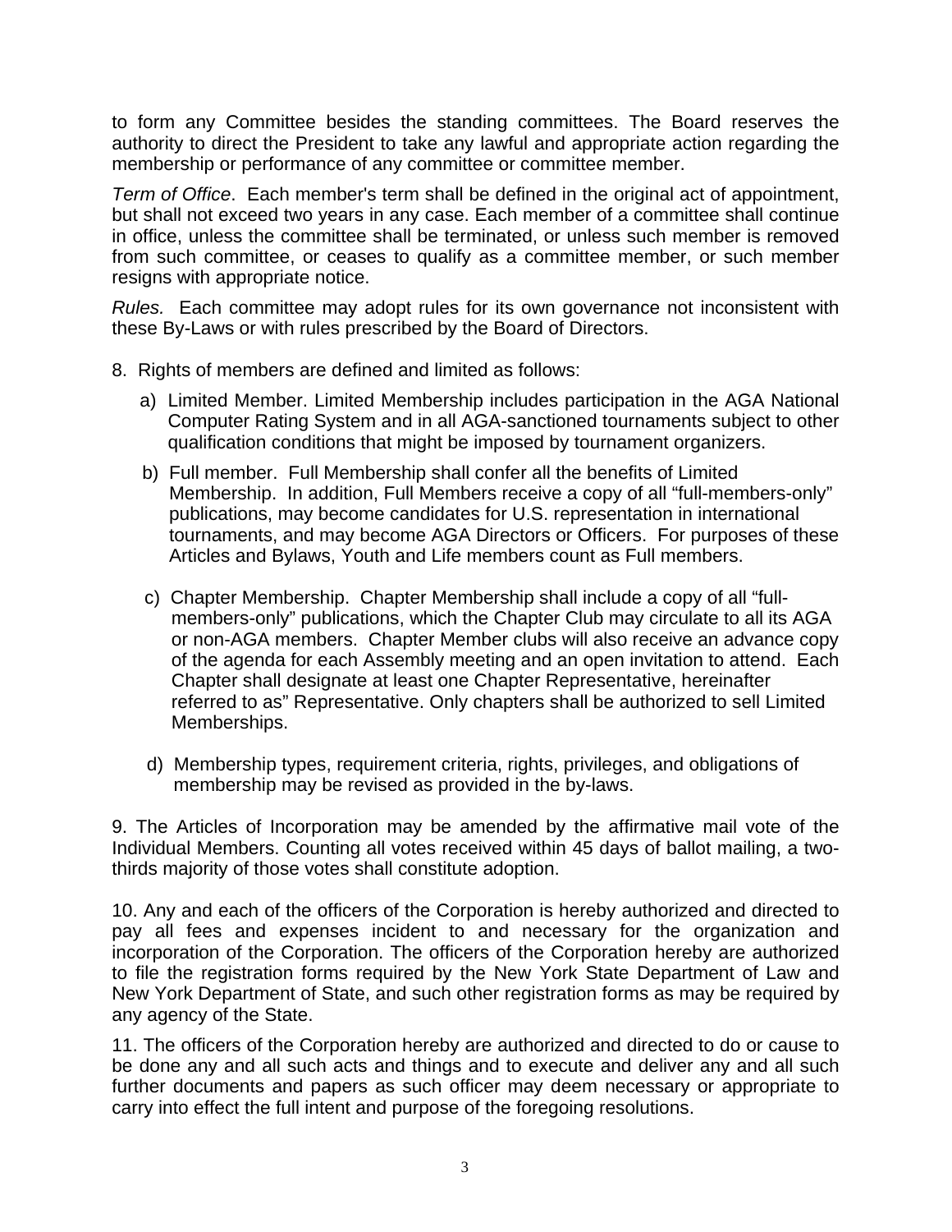to form any Committee besides the standing committees. The Board reserves the authority to direct the President to take any lawful and appropriate action regarding the membership or performance of any committee or committee member.

*Term of Office*. Each member's term shall be defined in the original act of appointment, but shall not exceed two years in any case. Each member of a committee shall continue in office, unless the committee shall be terminated, or unless such member is removed from such committee, or ceases to qualify as a committee member, or such member resigns with appropriate notice.

*Rules.* Each committee may adopt rules for its own governance not inconsistent with these By-Laws or with rules prescribed by the Board of Directors.

8. Rights of members are defined and limited as follows:

a) Limited Member. Limited Membership includes participation in the AGA National Computer Rating System and in all AGA-sanctioned tournaments subject to other qualification conditions that might be imposed by tournament organizers.

b) Full member. Full Membership shall confer all the benefits of Limited Membership. In addition, Full Members receive a copy of all "full-members-only" publications, may become candidates for U.S. representation in international tournaments, and may become AGA Directors or Officers. For purposes of these Articles and Bylaws, Youth and Life members count as Full members.

c) Chapter Membership. Chapter Membership shall include a copy of all "full-members-only" publications, which the Chapter Club may circulate to all its AGA or non-AGA members. Chapter Member clubs will also receive an advance copy of the agenda for each Assembly meeting and an open invitation to attend. Each Chapter shall designate at least one Chapter Representative, hereinafter referred to as" Representative. Only chapters shall be authorized to sell Limited Memberships.

d) Membership types, requirement criteria, rights, privileges, and obligations of membership may be revised as provided in the by-laws.

9. The Articles of Incorporation may be amended by the affirmative mail vote of the Individual Members. Counting all votes received within 45 days of ballot mailing, a two-thirds majority of those votes shall constitute adoption.

10. Any and each of the officers of the Corporation is hereby authorized and directed to pay all fees and expenses incident to and necessary for the organization and incorporation of the Corporation. The officers of the Corporation hereby are authorized to file the registration forms required by the New York State Department of Law and New York Department of State, and such other registration forms as may be required by any agency of the State.

11. The officers of the Corporation hereby are authorized and directed to do or cause to be done any and all such acts and things and to execute and deliver any and all such further documents and papers as such officer may deem necessary or appropriate to carry into effect the full intent and purpose of the foregoing resolutions.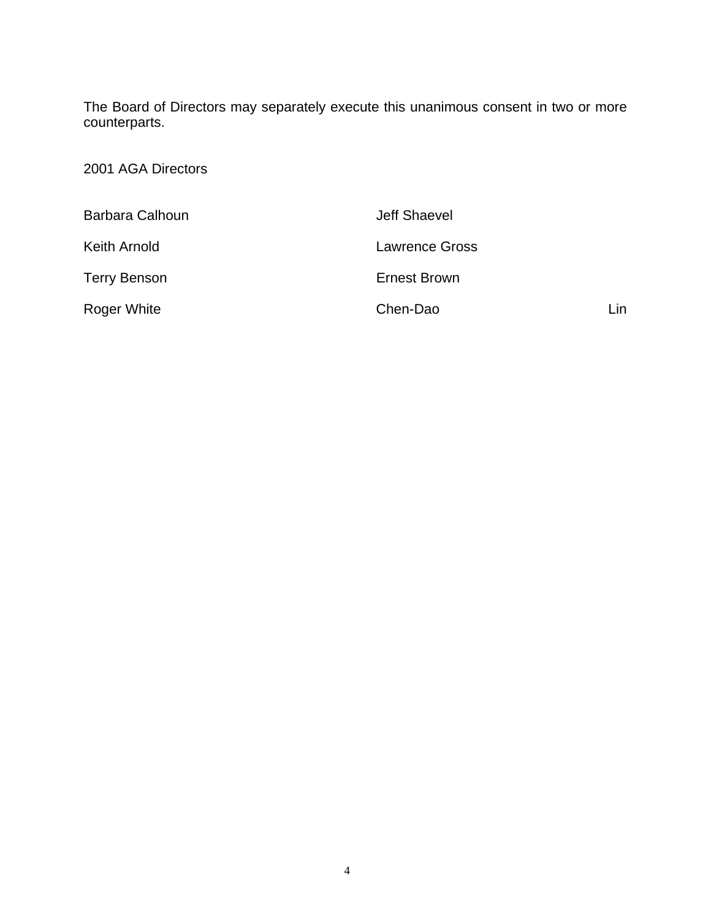The Board of Directors may separately execute this unanimous consent in two or more counterparts.

2001 AGA Directors

| | |
|---|---|
| Barbara Calhoun | Jeff Shaevel |
| Keith Arnold | Lawrence Gross |
| Terry Benson | Ernest Brown |
| Roger White | Chen-Dao Lin |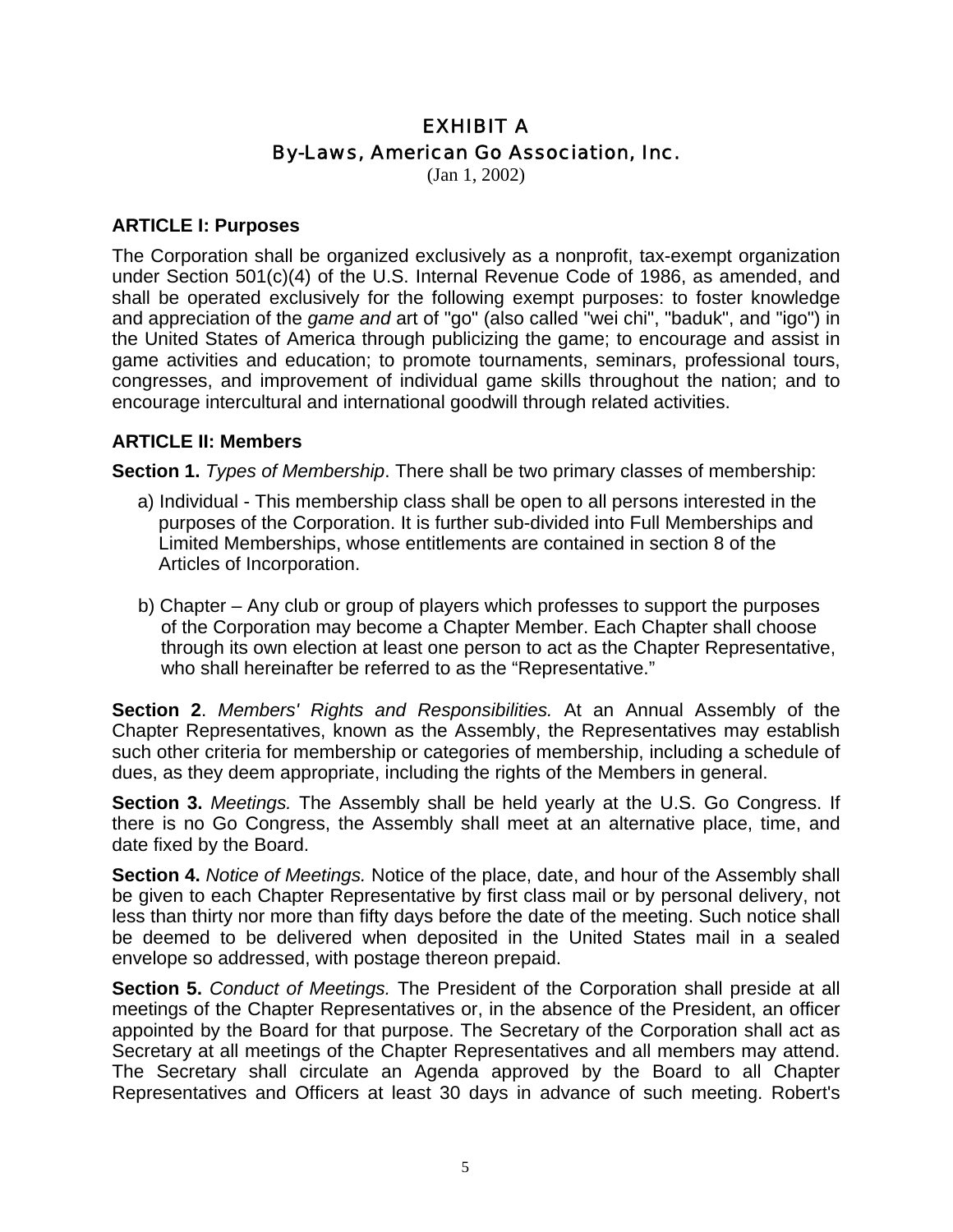# EXHIBIT A
## By-Laws, American Go Association, Inc.
(Jan 1, 2002)

### ARTICLE I: Purposes

The Corporation shall be organized exclusively as a nonprofit, tax-exempt organization under Section 501(c)(4) of the U.S. Internal Revenue Code of 1986, as amended, and shall be operated exclusively for the following exempt purposes: to foster knowledge and appreciation of the *game and* art of "go" (also called "wei chi", "baduk", and "igo") in the United States of America through publicizing the game; to encourage and assist in game activities and education; to promote tournaments, seminars, professional tours, congresses, and improvement of individual game skills throughout the nation; and to encourage intercultural and international goodwill through related activities.

### ARTICLE II: Members

**Section 1.** *Types of Membership*. There shall be two primary classes of membership:

a) Individual - This membership class shall be open to all persons interested in the purposes of the Corporation. It is further sub-divided into Full Memberships and Limited Memberships, whose entitlements are contained in section 8 of the Articles of Incorporation.

b) Chapter – Any club or group of players which professes to support the purposes of the Corporation may become a Chapter Member. Each Chapter shall choose through its own election at least one person to act as the Chapter Representative, who shall hereinafter be referred to as the "Representative."

**Section 2**. *Members' Rights and Responsibilities.* At an Annual Assembly of the Chapter Representatives, known as the Assembly, the Representatives may establish such other criteria for membership or categories of membership, including a schedule of dues, as they deem appropriate, including the rights of the Members in general.

**Section 3.** *Meetings.* The Assembly shall be held yearly at the U.S. Go Congress. If there is no Go Congress, the Assembly shall meet at an alternative place, time, and date fixed by the Board.

**Section 4.** *Notice of Meetings.* Notice of the place, date, and hour of the Assembly shall be given to each Chapter Representative by first class mail or by personal delivery, not less than thirty nor more than fifty days before the date of the meeting. Such notice shall be deemed to be delivered when deposited in the United States mail in a sealed envelope so addressed, with postage thereon prepaid.

**Section 5.** *Conduct of Meetings.* The President of the Corporation shall preside at all meetings of the Chapter Representatives or, in the absence of the President, an officer appointed by the Board for that purpose. The Secretary of the Corporation shall act as Secretary at all meetings of the Chapter Representatives and all members may attend. The Secretary shall circulate an Agenda approved by the Board to all Chapter Representatives and Officers at least 30 days in advance of such meeting. Robert's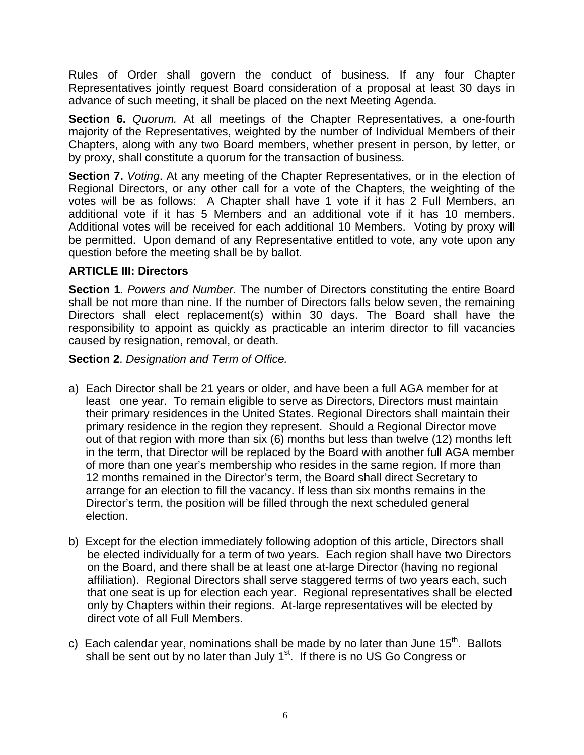Rules of Order shall govern the conduct of business. If any four Chapter Representatives jointly request Board consideration of a proposal at least 30 days in advance of such meeting, it shall be placed on the next Meeting Agenda.

**Section 6.** *Quorum.* At all meetings of the Chapter Representatives, a one-fourth majority of the Representatives, weighted by the number of Individual Members of their Chapters, along with any two Board members, whether present in person, by letter, or by proxy, shall constitute a quorum for the transaction of business.

**Section 7.** *Voting*. At any meeting of the Chapter Representatives, or in the election of Regional Directors, or any other call for a vote of the Chapters, the weighting of the votes will be as follows: A Chapter shall have 1 vote if it has 2 Full Members, an additional vote if it has 5 Members and an additional vote if it has 10 members. Additional votes will be received for each additional 10 Members. Voting by proxy will be permitted. Upon demand of any Representative entitled to vote, any vote upon any question before the meeting shall be by ballot.

**ARTICLE III: Directors**

**Section 1**. *Powers and Number.* The number of Directors constituting the entire Board shall be not more than nine. If the number of Directors falls below seven, the remaining Directors shall elect replacement(s) within 30 days. The Board shall have the responsibility to appoint as quickly as practicable an interim director to fill vacancies caused by resignation, removal, or death.

**Section 2**. *Designation and Term of Office.*

a) Each Director shall be 21 years or older, and have been a full AGA member for at least one year. To remain eligible to serve as Directors, Directors must maintain their primary residences in the United States. Regional Directors shall maintain their primary residence in the region they represent. Should a Regional Director move out of that region with more than six (6) months but less than twelve (12) months left in the term, that Director will be replaced by the Board with another full AGA member of more than one year's membership who resides in the same region. If more than 12 months remained in the Director's term, the Board shall direct Secretary to arrange for an election to fill the vacancy. If less than six months remains in the Director's term, the position will be filled through the next scheduled general election.

b) Except for the election immediately following adoption of this article, Directors shall be elected individually for a term of two years. Each region shall have two Directors on the Board, and there shall be at least one at-large Director (having no regional affiliation). Regional Directors shall serve staggered terms of two years each, such that one seat is up for election each year. Regional representatives shall be elected only by Chapters within their regions. At-large representatives will be elected by direct vote of all Full Members.

c) Each calendar year, nominations shall be made by no later than June 15th. Ballots shall be sent out by no later than July 1st. If there is no US Go Congress or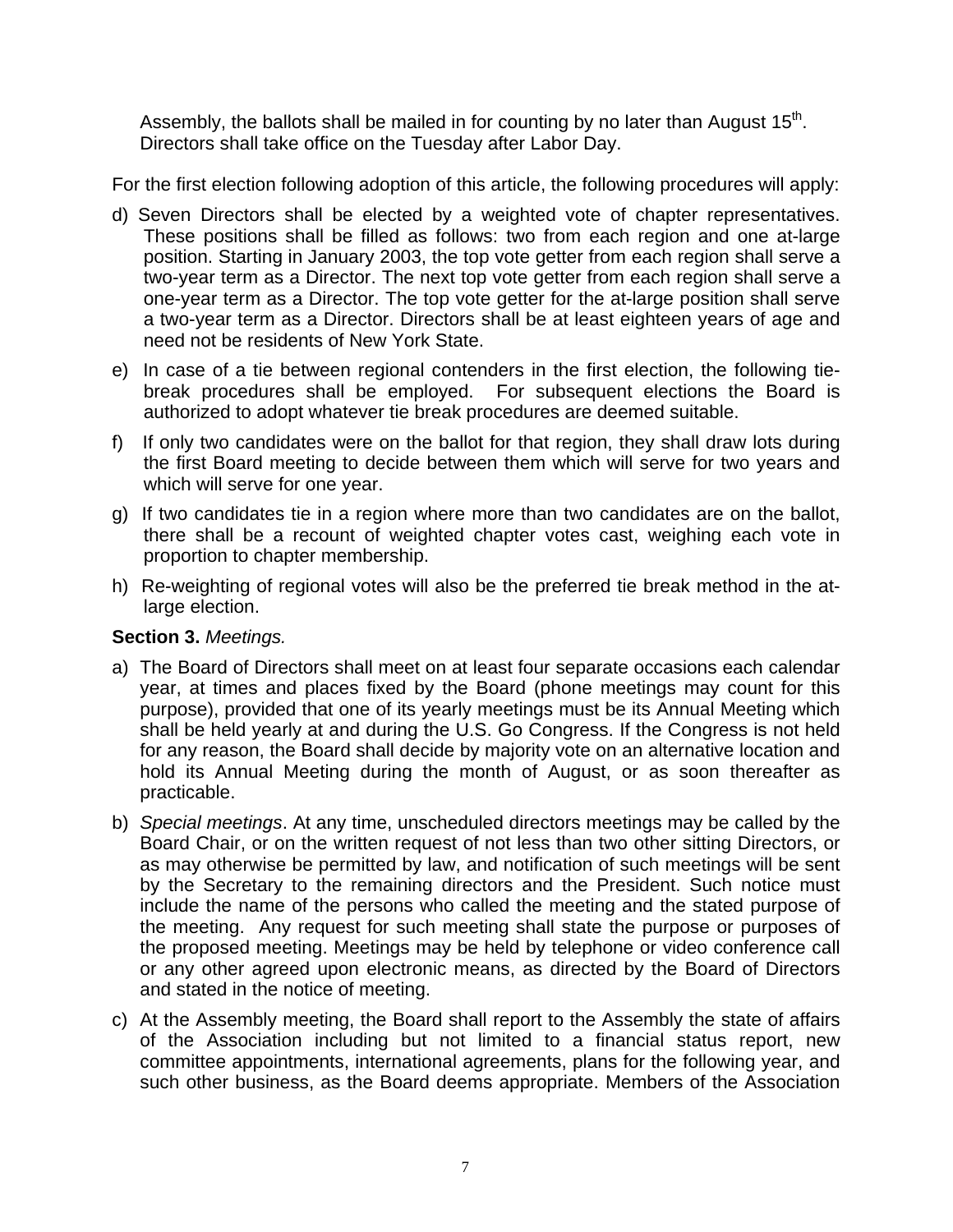Assembly, the ballots shall be mailed in for counting by no later than August 15th. Directors shall take office on the Tuesday after Labor Day.

For the first election following adoption of this article, the following procedures will apply:

d) Seven Directors shall be elected by a weighted vote of chapter representatives. These positions shall be filled as follows: two from each region and one at-large position. Starting in January 2003, the top vote getter from each region shall serve a two-year term as a Director. The next top vote getter from each region shall serve a one-year term as a Director. The top vote getter for the at-large position shall serve a two-year term as a Director. Directors shall be at least eighteen years of age and need not be residents of New York State.

e) In case of a tie between regional contenders in the first election, the following tie-break procedures shall be employed. For subsequent elections the Board is authorized to adopt whatever tie break procedures are deemed suitable.

f) If only two candidates were on the ballot for that region, they shall draw lots during the first Board meeting to decide between them which will serve for two years and which will serve for one year.

g) If two candidates tie in a region where more than two candidates are on the ballot, there shall be a recount of weighted chapter votes cast, weighing each vote in proportion to chapter membership.

h) Re-weighting of regional votes will also be the preferred tie break method in the at-large election.

**Section 3.** *Meetings.*

a) The Board of Directors shall meet on at least four separate occasions each calendar year, at times and places fixed by the Board (phone meetings may count for this purpose), provided that one of its yearly meetings must be its Annual Meeting which shall be held yearly at and during the U.S. Go Congress. If the Congress is not held for any reason, the Board shall decide by majority vote on an alternative location and hold its Annual Meeting during the month of August, or as soon thereafter as practicable.

b) *Special meetings*. At any time, unscheduled directors meetings may be called by the Board Chair, or on the written request of not less than two other sitting Directors, or as may otherwise be permitted by law, and notification of such meetings will be sent by the Secretary to the remaining directors and the President. Such notice must include the name of the persons who called the meeting and the stated purpose of the meeting. Any request for such meeting shall state the purpose or purposes of the proposed meeting. Meetings may be held by telephone or video conference call or any other agreed upon electronic means, as directed by the Board of Directors and stated in the notice of meeting.

c) At the Assembly meeting, the Board shall report to the Assembly the state of affairs of the Association including but not limited to a financial status report, new committee appointments, international agreements, plans for the following year, and such other business, as the Board deems appropriate. Members of the Association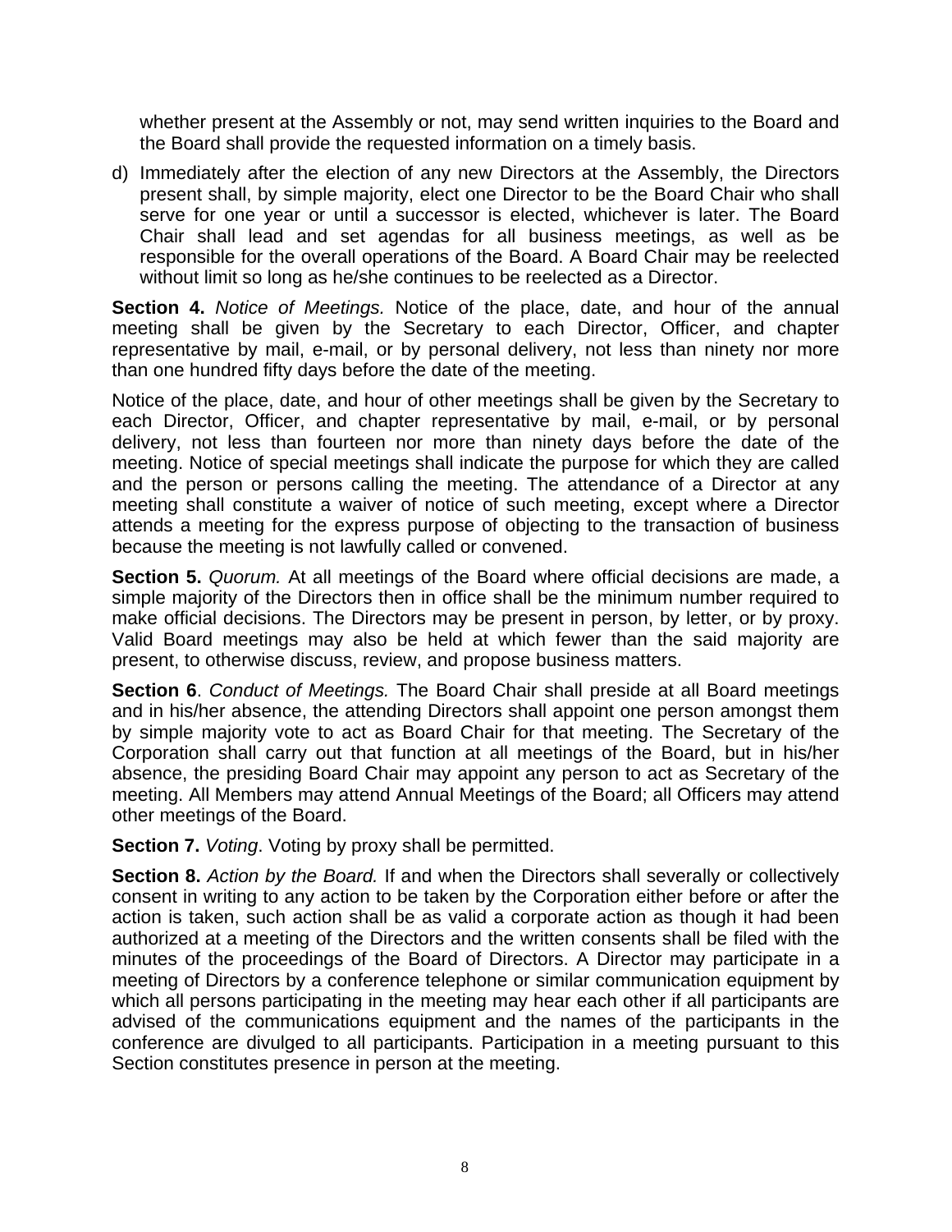whether present at the Assembly or not, may send written inquiries to the Board and the Board shall provide the requested information on a timely basis.

d) Immediately after the election of any new Directors at the Assembly, the Directors present shall, by simple majority, elect one Director to be the Board Chair who shall serve for one year or until a successor is elected, whichever is later. The Board Chair shall lead and set agendas for all business meetings, as well as be responsible for the overall operations of the Board. A Board Chair may be reelected without limit so long as he/she continues to be reelected as a Director.

**Section 4.** *Notice of Meetings.* Notice of the place, date, and hour of the annual meeting shall be given by the Secretary to each Director, Officer, and chapter representative by mail, e-mail, or by personal delivery, not less than ninety nor more than one hundred fifty days before the date of the meeting.

Notice of the place, date, and hour of other meetings shall be given by the Secretary to each Director, Officer, and chapter representative by mail, e-mail, or by personal delivery, not less than fourteen nor more than ninety days before the date of the meeting. Notice of special meetings shall indicate the purpose for which they are called and the person or persons calling the meeting. The attendance of a Director at any meeting shall constitute a waiver of notice of such meeting, except where a Director attends a meeting for the express purpose of objecting to the transaction of business because the meeting is not lawfully called or convened.

**Section 5.** *Quorum.* At all meetings of the Board where official decisions are made, a simple majority of the Directors then in office shall be the minimum number required to make official decisions. The Directors may be present in person, by letter, or by proxy. Valid Board meetings may also be held at which fewer than the said majority are present, to otherwise discuss, review, and propose business matters.

**Section 6**. *Conduct of Meetings.* The Board Chair shall preside at all Board meetings and in his/her absence, the attending Directors shall appoint one person amongst them by simple majority vote to act as Board Chair for that meeting. The Secretary of the Corporation shall carry out that function at all meetings of the Board, but in his/her absence, the presiding Board Chair may appoint any person to act as Secretary of the meeting. All Members may attend Annual Meetings of the Board; all Officers may attend other meetings of the Board.

**Section 7.** *Voting*. Voting by proxy shall be permitted.

**Section 8.** *Action by the Board.* If and when the Directors shall severally or collectively consent in writing to any action to be taken by the Corporation either before or after the action is taken, such action shall be as valid a corporate action as though it had been authorized at a meeting of the Directors and the written consents shall be filed with the minutes of the proceedings of the Board of Directors. A Director may participate in a meeting of Directors by a conference telephone or similar communication equipment by which all persons participating in the meeting may hear each other if all participants are advised of the communications equipment and the names of the participants in the conference are divulged to all participants. Participation in a meeting pursuant to this Section constitutes presence in person at the meeting.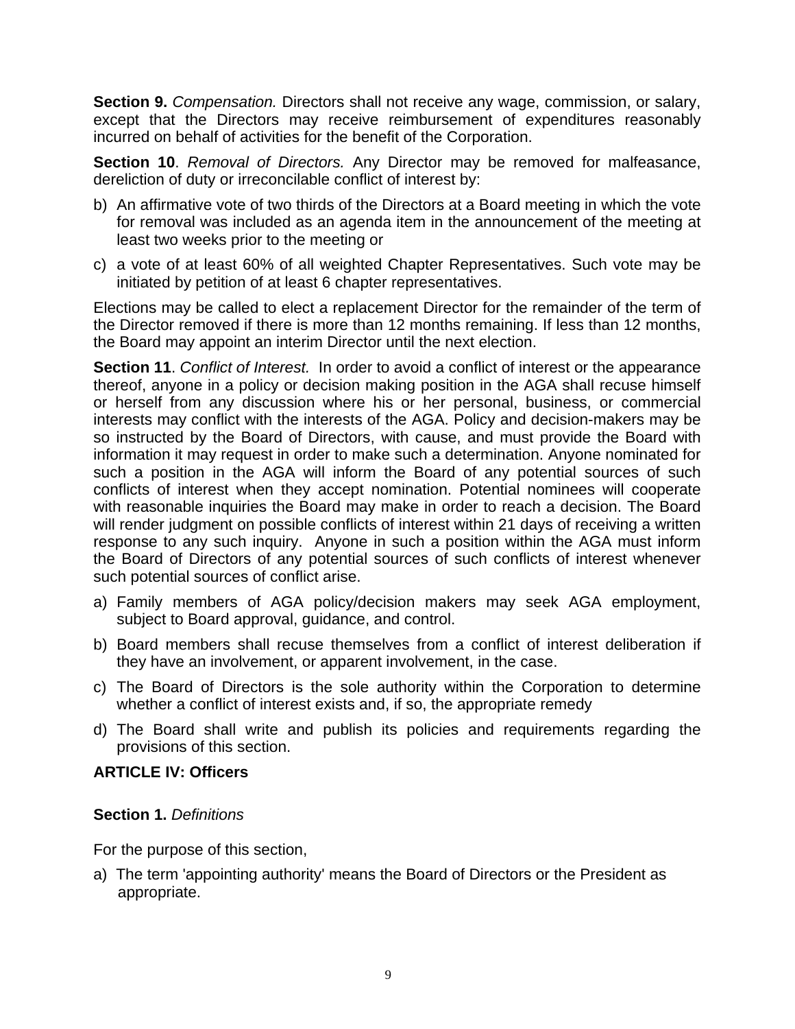**Section 9.** *Compensation.* Directors shall not receive any wage, commission, or salary, except that the Directors may receive reimbursement of expenditures reasonably incurred on behalf of activities for the benefit of the Corporation.

**Section 10**. *Removal of Directors.* Any Director may be removed for malfeasance, dereliction of duty or irreconcilable conflict of interest by:

b) An affirmative vote of two thirds of the Directors at a Board meeting in which the vote for removal was included as an agenda item in the announcement of the meeting at least two weeks prior to the meeting or

c) a vote of at least 60% of all weighted Chapter Representatives. Such vote may be initiated by petition of at least 6 chapter representatives.

Elections may be called to elect a replacement Director for the remainder of the term of the Director removed if there is more than 12 months remaining. If less than 12 months, the Board may appoint an interim Director until the next election.

**Section 11**. *Conflict of Interest.* In order to avoid a conflict of interest or the appearance thereof, anyone in a policy or decision making position in the AGA shall recuse himself or herself from any discussion where his or her personal, business, or commercial interests may conflict with the interests of the AGA. Policy and decision-makers may be so instructed by the Board of Directors, with cause, and must provide the Board with information it may request in order to make such a determination. Anyone nominated for such a position in the AGA will inform the Board of any potential sources of such conflicts of interest when they accept nomination. Potential nominees will cooperate with reasonable inquiries the Board may make in order to reach a decision. The Board will render judgment on possible conflicts of interest within 21 days of receiving a written response to any such inquiry. Anyone in such a position within the AGA must inform the Board of Directors of any potential sources of such conflicts of interest whenever such potential sources of conflict arise.

a) Family members of AGA policy/decision makers may seek AGA employment, subject to Board approval, guidance, and control.

b) Board members shall recuse themselves from a conflict of interest deliberation if they have an involvement, or apparent involvement, in the case.

c) The Board of Directors is the sole authority within the Corporation to determine whether a conflict of interest exists and, if so, the appropriate remedy

d) The Board shall write and publish its policies and requirements regarding the provisions of this section.

## ARTICLE IV: Officers

**Section 1.** *Definitions*

For the purpose of this section,

a) The term 'appointing authority' means the Board of Directors or the President as appropriate.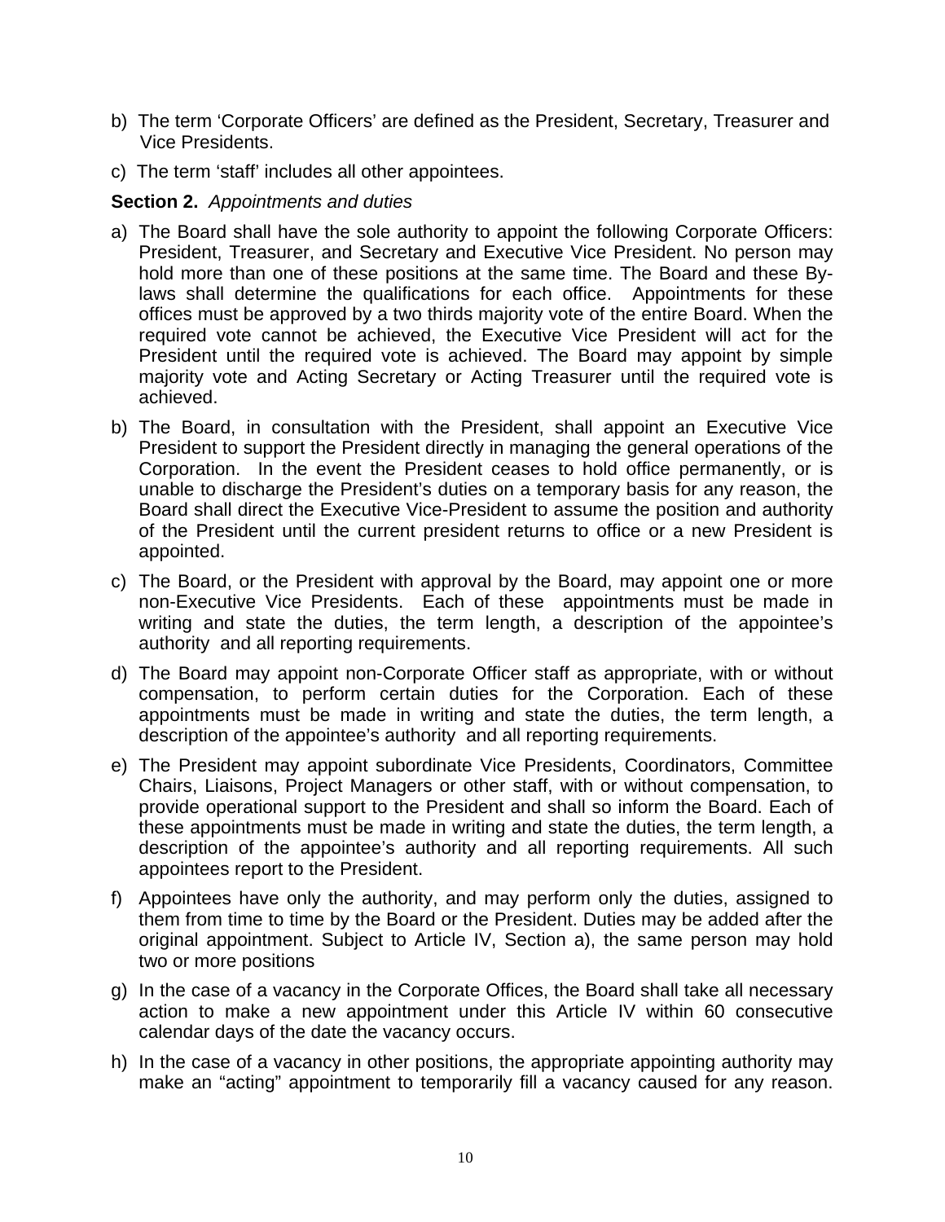b) The term 'Corporate Officers' are defined as the President, Secretary, Treasurer and Vice Presidents.

c) The term 'staff' includes all other appointees.

**Section 2.** *Appointments and duties*

a) The Board shall have the sole authority to appoint the following Corporate Officers: President, Treasurer, and Secretary and Executive Vice President. No person may hold more than one of these positions at the same time. The Board and these By-laws shall determine the qualifications for each office. Appointments for these offices must be approved by a two thirds majority vote of the entire Board. When the required vote cannot be achieved, the Executive Vice President will act for the President until the required vote is achieved. The Board may appoint by simple majority vote and Acting Secretary or Acting Treasurer until the required vote is achieved.

b) The Board, in consultation with the President, shall appoint an Executive Vice President to support the President directly in managing the general operations of the Corporation. In the event the President ceases to hold office permanently, or is unable to discharge the President's duties on a temporary basis for any reason, the Board shall direct the Executive Vice-President to assume the position and authority of the President until the current president returns to office or a new President is appointed.

c) The Board, or the President with approval by the Board, may appoint one or more non-Executive Vice Presidents. Each of these appointments must be made in writing and state the duties, the term length, a description of the appointee's authority and all reporting requirements.

d) The Board may appoint non-Corporate Officer staff as appropriate, with or without compensation, to perform certain duties for the Corporation. Each of these appointments must be made in writing and state the duties, the term length, a description of the appointee's authority and all reporting requirements.

e) The President may appoint subordinate Vice Presidents, Coordinators, Committee Chairs, Liaisons, Project Managers or other staff, with or without compensation, to provide operational support to the President and shall so inform the Board. Each of these appointments must be made in writing and state the duties, the term length, a description of the appointee's authority and all reporting requirements. All such appointees report to the President.

f) Appointees have only the authority, and may perform only the duties, assigned to them from time to time by the Board or the President. Duties may be added after the original appointment. Subject to Article IV, Section a), the same person may hold two or more positions

g) In the case of a vacancy in the Corporate Offices, the Board shall take all necessary action to make a new appointment under this Article IV within 60 consecutive calendar days of the date the vacancy occurs.

h) In the case of a vacancy in other positions, the appropriate appointing authority may make an "acting" appointment to temporarily fill a vacancy caused for any reason.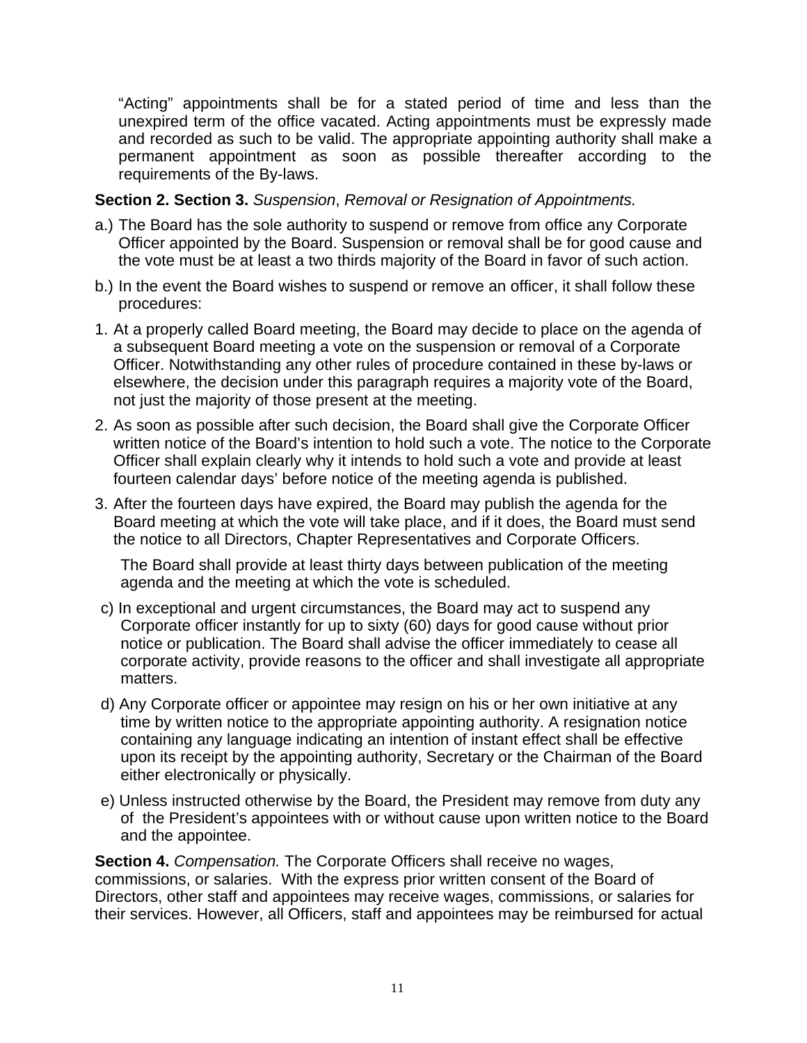"Acting" appointments shall be for a stated period of time and less than the unexpired term of the office vacated. Acting appointments must be expressly made and recorded as such to be valid. The appropriate appointing authority shall make a permanent appointment as soon as possible thereafter according to the requirements of the By-laws.

**Section 2. Section 3.** *Suspension*, *Removal or Resignation of Appointments.*

a.) The Board has the sole authority to suspend or remove from office any Corporate Officer appointed by the Board. Suspension or removal shall be for good cause and the vote must be at least a two thirds majority of the Board in favor of such action.

b.) In the event the Board wishes to suspend or remove an officer, it shall follow these procedures:

1. At a properly called Board meeting, the Board may decide to place on the agenda of a subsequent Board meeting a vote on the suspension or removal of a Corporate Officer. Notwithstanding any other rules of procedure contained in these by-laws or elsewhere, the decision under this paragraph requires a majority vote of the Board, not just the majority of those present at the meeting.
2. As soon as possible after such decision, the Board shall give the Corporate Officer written notice of the Board's intention to hold such a vote. The notice to the Corporate Officer shall explain clearly why it intends to hold such a vote and provide at least fourteen calendar days' before notice of the meeting agenda is published.
3. After the fourteen days have expired, the Board may publish the agenda for the Board meeting at which the vote will take place, and if it does, the Board must send the notice to all Directors, Chapter Representatives and Corporate Officers.

   The Board shall provide at least thirty days between publication of the meeting agenda and the meeting at which the vote is scheduled.

c) In exceptional and urgent circumstances, the Board may act to suspend any Corporate officer instantly for up to sixty (60) days for good cause without prior notice or publication. The Board shall advise the officer immediately to cease all corporate activity, provide reasons to the officer and shall investigate all appropriate matters.

d) Any Corporate officer or appointee may resign on his or her own initiative at any time by written notice to the appropriate appointing authority. A resignation notice containing any language indicating an intention of instant effect shall be effective upon its receipt by the appointing authority, Secretary or the Chairman of the Board either electronically or physically.

e) Unless instructed otherwise by the Board, the President may remove from duty any of the President's appointees with or without cause upon written notice to the Board and the appointee.

**Section 4.** *Compensation.* The Corporate Officers shall receive no wages, commissions, or salaries. With the express prior written consent of the Board of Directors, other staff and appointees may receive wages, commissions, or salaries for their services. However, all Officers, staff and appointees may be reimbursed for actual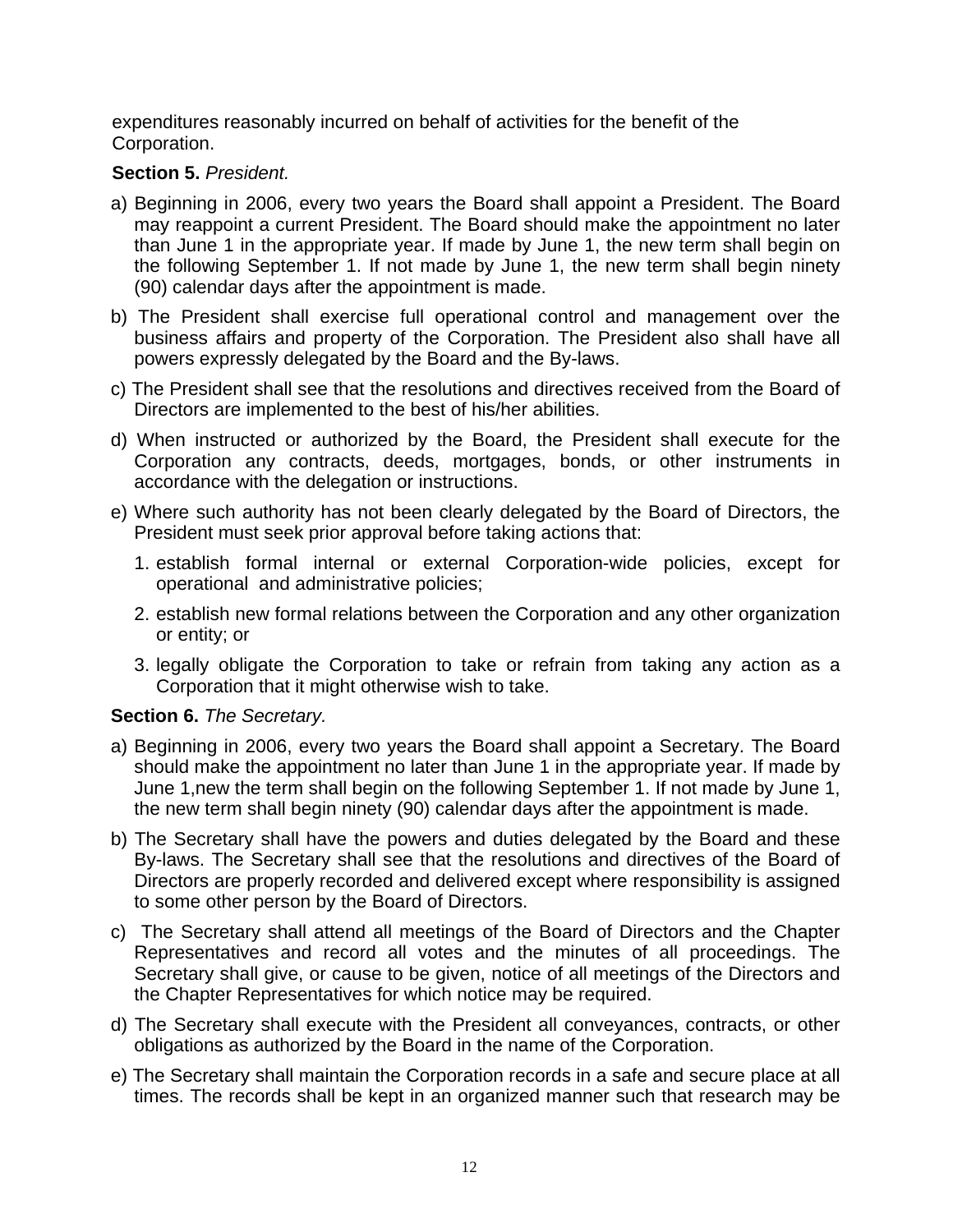expenditures reasonably incurred on behalf of activities for the benefit of the Corporation.

**Section 5.** *President.*

a) Beginning in 2006, every two years the Board shall appoint a President. The Board may reappoint a current President. The Board should make the appointment no later than June 1 in the appropriate year. If made by June 1, the new term shall begin on the following September 1. If not made by June 1, the new term shall begin ninety (90) calendar days after the appointment is made.

b) The President shall exercise full operational control and management over the business affairs and property of the Corporation. The President also shall have all powers expressly delegated by the Board and the By-laws.

c) The President shall see that the resolutions and directives received from the Board of Directors are implemented to the best of his/her abilities.

d) When instructed or authorized by the Board, the President shall execute for the Corporation any contracts, deeds, mortgages, bonds, or other instruments in accordance with the delegation or instructions.

e) Where such authority has not been clearly delegated by the Board of Directors, the President must seek prior approval before taking actions that:

   1. establish formal internal or external Corporation-wide policies, except for operational and administrative policies;
   2. establish new formal relations between the Corporation and any other organization or entity; or
   3. legally obligate the Corporation to take or refrain from taking any action as a Corporation that it might otherwise wish to take.

**Section 6.** *The Secretary.*

a) Beginning in 2006, every two years the Board shall appoint a Secretary. The Board should make the appointment no later than June 1 in the appropriate year. If made by June 1,new the term shall begin on the following September 1. If not made by June 1, the new term shall begin ninety (90) calendar days after the appointment is made.

b) The Secretary shall have the powers and duties delegated by the Board and these By-laws. The Secretary shall see that the resolutions and directives of the Board of Directors are properly recorded and delivered except where responsibility is assigned to some other person by the Board of Directors.

c) The Secretary shall attend all meetings of the Board of Directors and the Chapter Representatives and record all votes and the minutes of all proceedings. The Secretary shall give, or cause to be given, notice of all meetings of the Directors and the Chapter Representatives for which notice may be required.

d) The Secretary shall execute with the President all conveyances, contracts, or other obligations as authorized by the Board in the name of the Corporation.

e) The Secretary shall maintain the Corporation records in a safe and secure place at all times. The records shall be kept in an organized manner such that research may be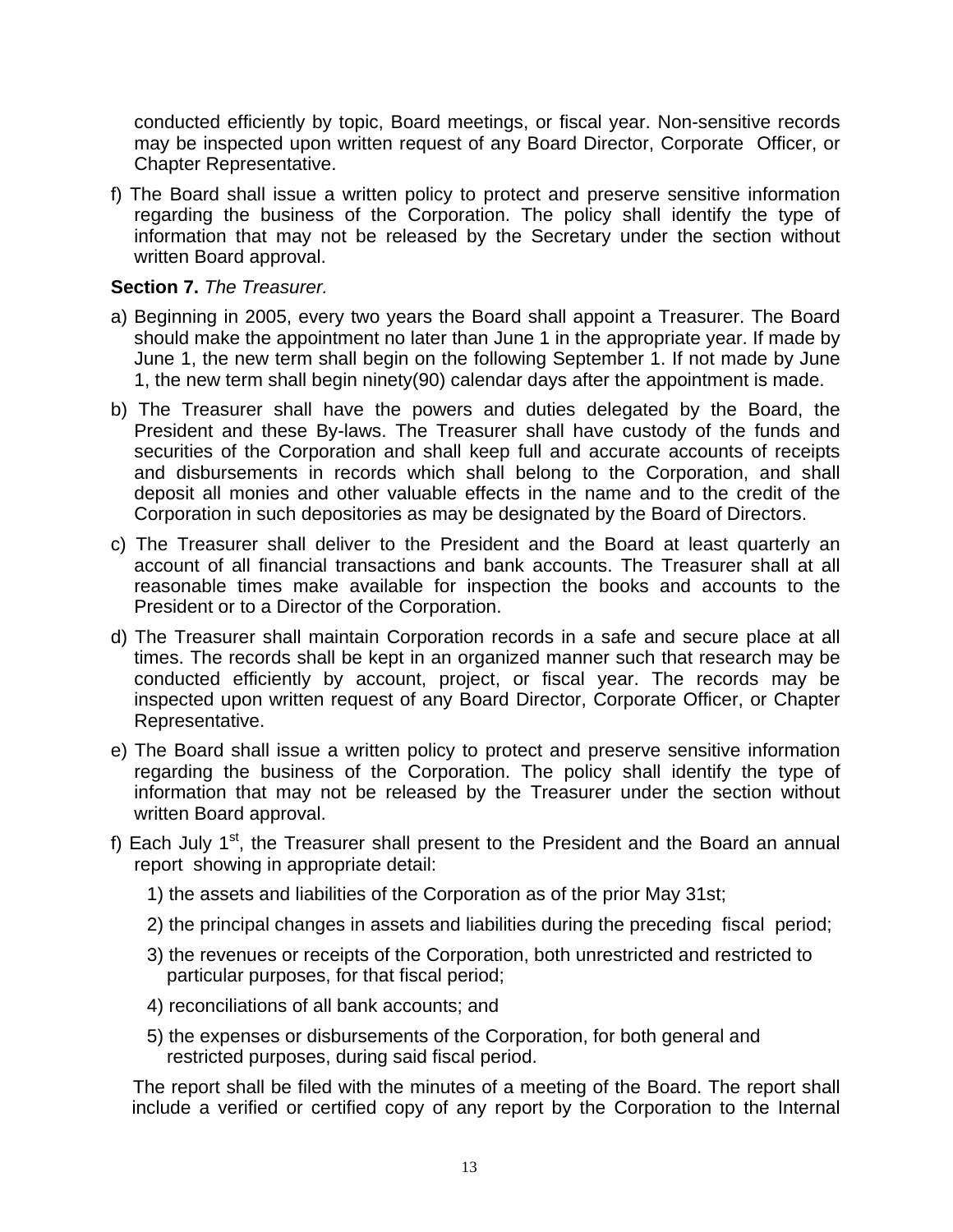conducted efficiently by topic, Board meetings, or fiscal year. Non-sensitive records may be inspected upon written request of any Board Director, Corporate Officer, or Chapter Representative.

f) The Board shall issue a written policy to protect and preserve sensitive information regarding the business of the Corporation. The policy shall identify the type of information that may not be released by the Secretary under the section without written Board approval.

**Section 7.** *The Treasurer.*

a) Beginning in 2005, every two years the Board shall appoint a Treasurer. The Board should make the appointment no later than June 1 in the appropriate year. If made by June 1, the new term shall begin on the following September 1. If not made by June 1, the new term shall begin ninety(90) calendar days after the appointment is made.

b) The Treasurer shall have the powers and duties delegated by the Board, the President and these By-laws. The Treasurer shall have custody of the funds and securities of the Corporation and shall keep full and accurate accounts of receipts and disbursements in records which shall belong to the Corporation, and shall deposit all monies and other valuable effects in the name and to the credit of the Corporation in such depositories as may be designated by the Board of Directors.

c) The Treasurer shall deliver to the President and the Board at least quarterly an account of all financial transactions and bank accounts. The Treasurer shall at all reasonable times make available for inspection the books and accounts to the President or to a Director of the Corporation.

d) The Treasurer shall maintain Corporation records in a safe and secure place at all times. The records shall be kept in an organized manner such that research may be conducted efficiently by account, project, or fiscal year. The records may be inspected upon written request of any Board Director, Corporate Officer, or Chapter Representative.

e) The Board shall issue a written policy to protect and preserve sensitive information regarding the business of the Corporation. The policy shall identify the type of information that may not be released by the Treasurer under the section without written Board approval.

f) Each July 1st, the Treasurer shall present to the President and the Board an annual report showing in appropriate detail:

1) the assets and liabilities of the Corporation as of the prior May 31st;

2) the principal changes in assets and liabilities during the preceding fiscal period;

3) the revenues or receipts of the Corporation, both unrestricted and restricted to particular purposes, for that fiscal period;

4) reconciliations of all bank accounts; and

5) the expenses or disbursements of the Corporation, for both general and restricted purposes, during said fiscal period.

The report shall be filed with the minutes of a meeting of the Board. The report shall include a verified or certified copy of any report by the Corporation to the Internal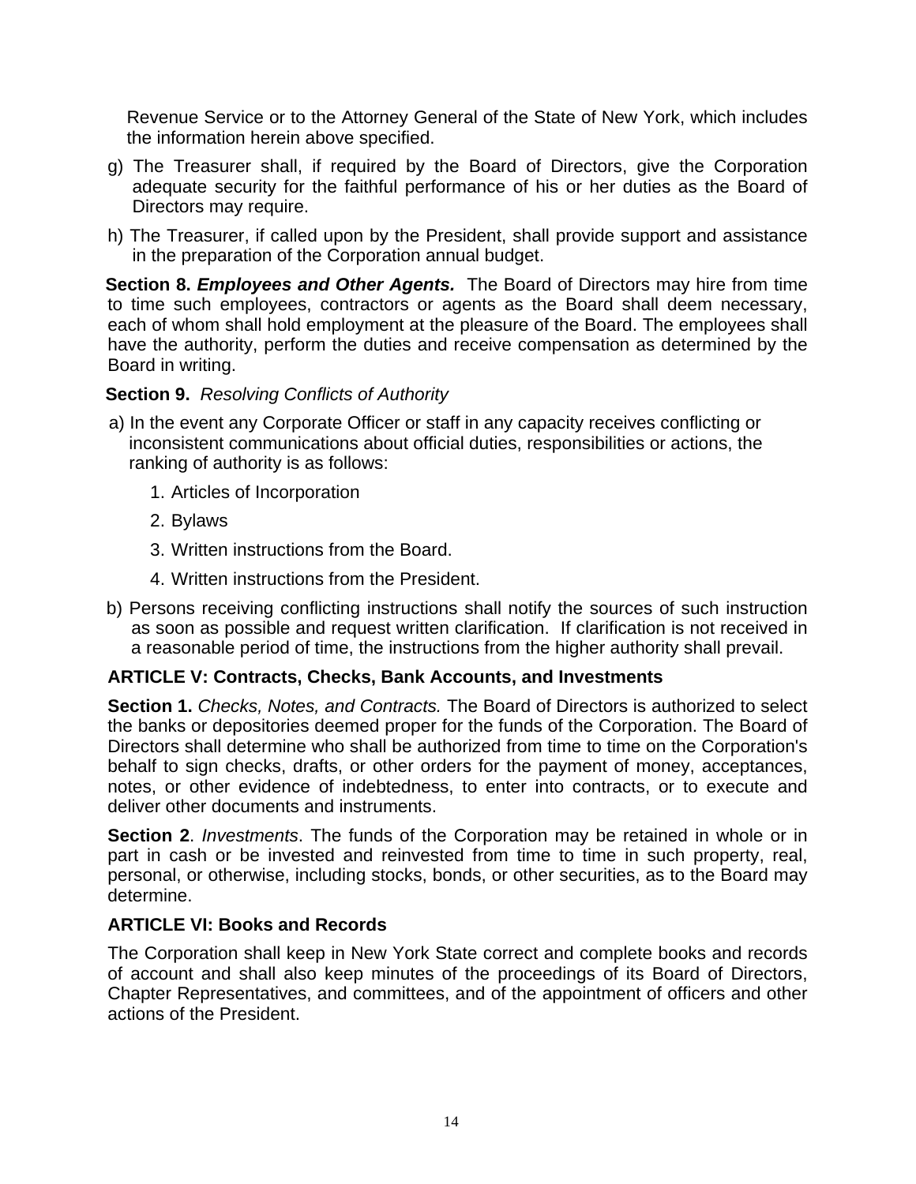Revenue Service or to the Attorney General of the State of New York, which includes the information herein above specified.

g) The Treasurer shall, if required by the Board of Directors, give the Corporation adequate security for the faithful performance of his or her duties as the Board of Directors may require.

h) The Treasurer, if called upon by the President, shall provide support and assistance in the preparation of the Corporation annual budget.

**Section 8.** ***Employees and Other Agents.*** The Board of Directors may hire from time to time such employees, contractors or agents as the Board shall deem necessary, each of whom shall hold employment at the pleasure of the Board. The employees shall have the authority, perform the duties and receive compensation as determined by the Board in writing.

**Section 9.** *Resolving Conflicts of Authority*

a) In the event any Corporate Officer or staff in any capacity receives conflicting or inconsistent communications about official duties, responsibilities or actions, the ranking of authority is as follows:

1. Articles of Incorporation
2. Bylaws
3. Written instructions from the Board.
4. Written instructions from the President.

b) Persons receiving conflicting instructions shall notify the sources of such instruction as soon as possible and request written clarification. If clarification is not received in a reasonable period of time, the instructions from the higher authority shall prevail.

### ARTICLE V: Contracts, Checks, Bank Accounts, and Investments

**Section 1.** *Checks, Notes, and Contracts.* The Board of Directors is authorized to select the banks or depositories deemed proper for the funds of the Corporation. The Board of Directors shall determine who shall be authorized from time to time on the Corporation's behalf to sign checks, drafts, or other orders for the payment of money, acceptances, notes, or other evidence of indebtedness, to enter into contracts, or to execute and deliver other documents and instruments.

**Section 2**. *Investments*. The funds of the Corporation may be retained in whole or in part in cash or be invested and reinvested from time to time in such property, real, personal, or otherwise, including stocks, bonds, or other securities, as to the Board may determine.

### ARTICLE VI: Books and Records

The Corporation shall keep in New York State correct and complete books and records of account and shall also keep minutes of the proceedings of its Board of Directors, Chapter Representatives, and committees, and of the appointment of officers and other actions of the President.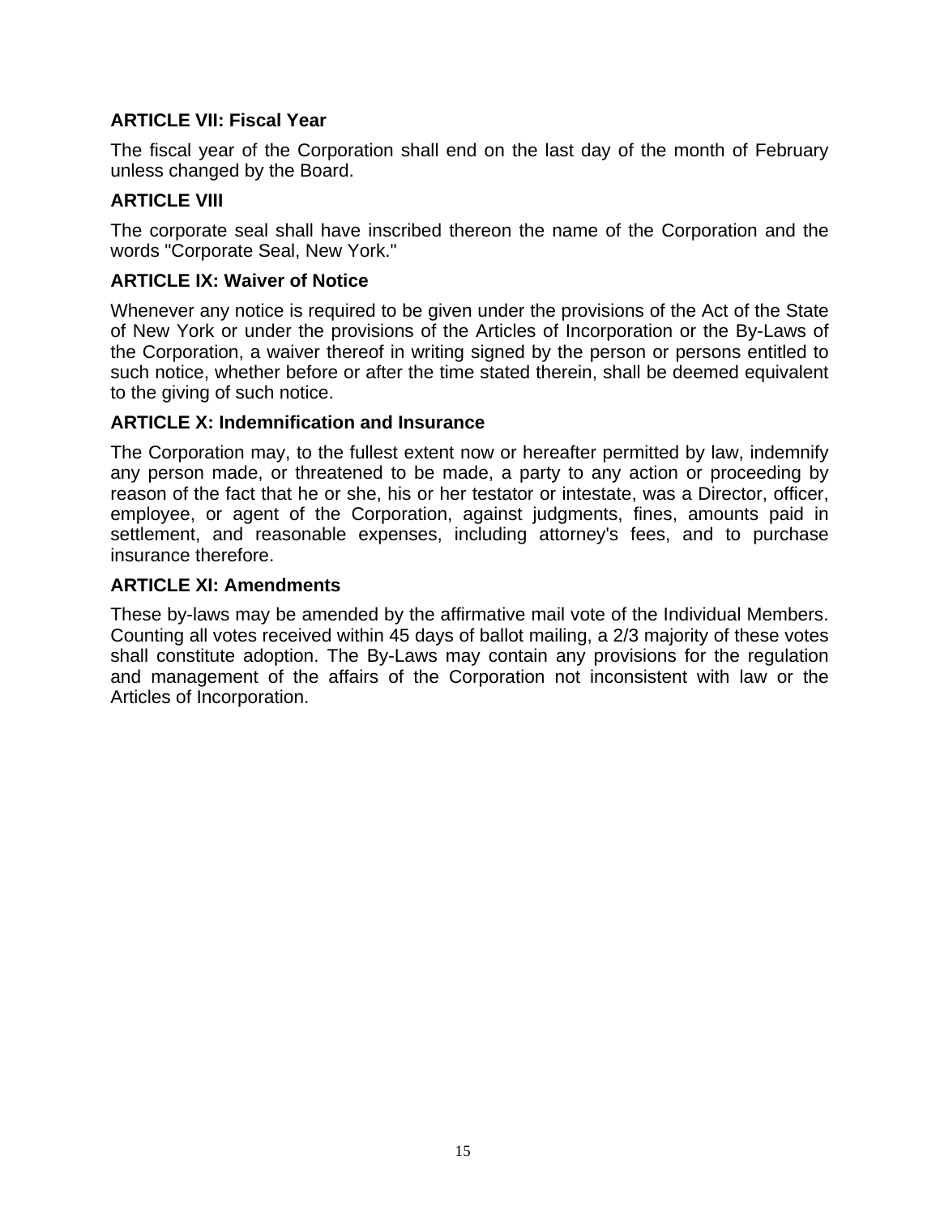### ARTICLE VII: Fiscal Year

The fiscal year of the Corporation shall end on the last day of the month of February unless changed by the Board.

### ARTICLE VIII

The corporate seal shall have inscribed thereon the name of the Corporation and the words "Corporate Seal, New York."

### ARTICLE IX: Waiver of Notice

Whenever any notice is required to be given under the provisions of the Act of the State of New York or under the provisions of the Articles of Incorporation or the By-Laws of the Corporation, a waiver thereof in writing signed by the person or persons entitled to such notice, whether before or after the time stated therein, shall be deemed equivalent to the giving of such notice.

### ARTICLE X: Indemnification and Insurance

The Corporation may, to the fullest extent now or hereafter permitted by law, indemnify any person made, or threatened to be made, a party to any action or proceeding by reason of the fact that he or she, his or her testator or intestate, was a Director, officer, employee, or agent of the Corporation, against judgments, fines, amounts paid in settlement, and reasonable expenses, including attorney's fees, and to purchase insurance therefore.

### ARTICLE XI: Amendments

These by-laws may be amended by the affirmative mail vote of the Individual Members. Counting all votes received within 45 days of ballot mailing, a 2/3 majority of these votes shall constitute adoption. The By-Laws may contain any provisions for the regulation and management of the affairs of the Corporation not inconsistent with law or the Articles of Incorporation.